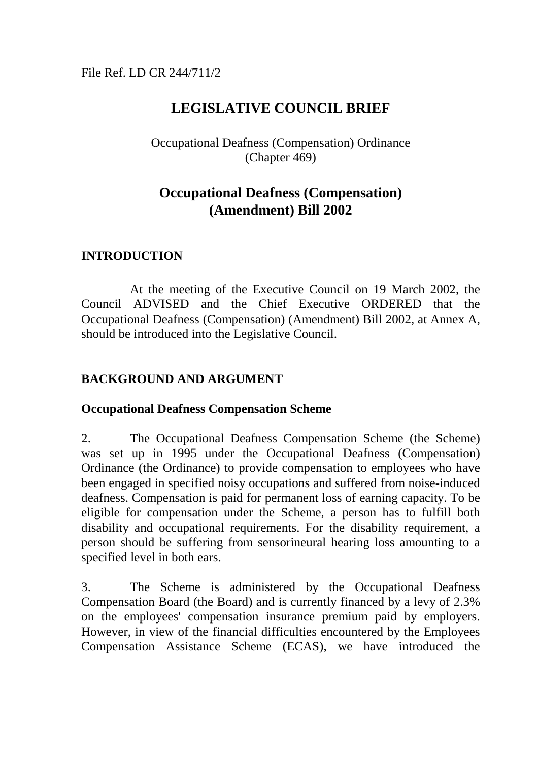File Ref. LD CR 244/711/2

# LEGISLATIVE COUNCIL BRIEF

Occupational Deafness (Compensation) Ordinance
(Chapter 469)

## Occupational Deafness (Compensation) (Amendment) Bill 2002

### INTRODUCTION

At the meeting of the Executive Council on 19 March 2002, the Council ADVISED and the Chief Executive ORDERED that the Occupational Deafness (Compensation) (Amendment) Bill 2002, at Annex A, should be introduced into the Legislative Council.

### BACKGROUND AND ARGUMENT

**Occupational Deafness Compensation Scheme**

2. The Occupational Deafness Compensation Scheme (the Scheme) was set up in 1995 under the Occupational Deafness (Compensation) Ordinance (the Ordinance) to provide compensation to employees who have been engaged in specified noisy occupations and suffered from noise-induced deafness. Compensation is paid for permanent loss of earning capacity. To be eligible for compensation under the Scheme, a person has to fulfill both disability and occupational requirements. For the disability requirement, a person should be suffering from sensorineural hearing loss amounting to a specified level in both ears.

3. The Scheme is administered by the Occupational Deafness Compensation Board (the Board) and is currently financed by a levy of 2.3% on the employees' compensation insurance premium paid by employers. However, in view of the financial difficulties encountered by the Employees Compensation Assistance Scheme (ECAS), we have introduced the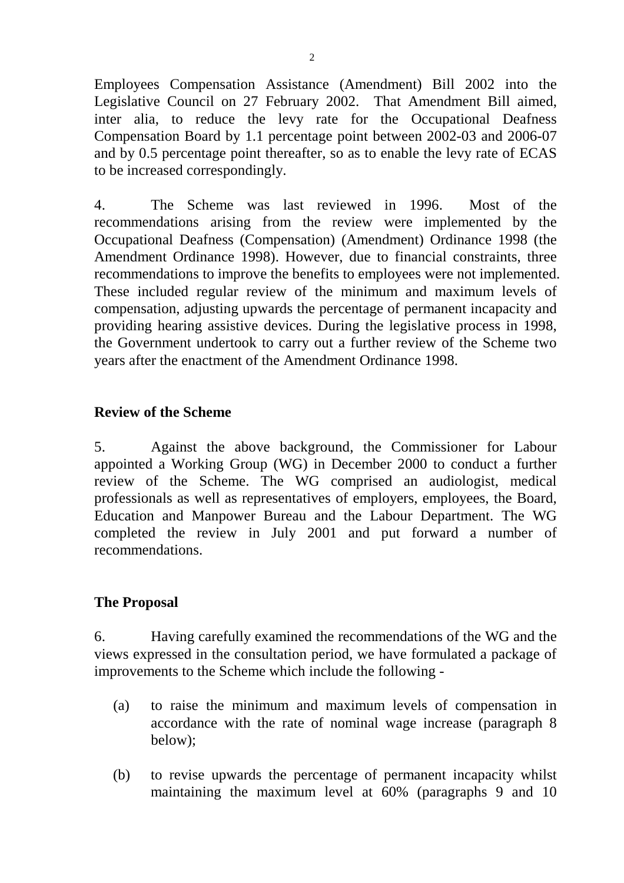Employees Compensation Assistance (Amendment) Bill 2002 into the Legislative Council on 27 February 2002. That Amendment Bill aimed, inter alia, to reduce the levy rate for the Occupational Deafness Compensation Board by 1.1 percentage point between 2002-03 and 2006-07 and by 0.5 percentage point thereafter, so as to enable the levy rate of ECAS to be increased correspondingly.

4. The Scheme was last reviewed in 1996. Most of the recommendations arising from the review were implemented by the Occupational Deafness (Compensation) (Amendment) Ordinance 1998 (the Amendment Ordinance 1998). However, due to financial constraints, three recommendations to improve the benefits to employees were not implemented. These included regular review of the minimum and maximum levels of compensation, adjusting upwards the percentage of permanent incapacity and providing hearing assistive devices. During the legislative process in 1998, the Government undertook to carry out a further review of the Scheme two years after the enactment of the Amendment Ordinance 1998.

## Review of the Scheme

5. Against the above background, the Commissioner for Labour appointed a Working Group (WG) in December 2000 to conduct a further review of the Scheme. The WG comprised an audiologist, medical professionals as well as representatives of employers, employees, the Board, Education and Manpower Bureau and the Labour Department. The WG completed the review in July 2001 and put forward a number of recommendations.

## The Proposal

6. Having carefully examined the recommendations of the WG and the views expressed in the consultation period, we have formulated a package of improvements to the Scheme which include the following -

(a) to raise the minimum and maximum levels of compensation in accordance with the rate of nominal wage increase (paragraph 8 below);

(b) to revise upwards the percentage of permanent incapacity whilst maintaining the maximum level at 60% (paragraphs 9 and 10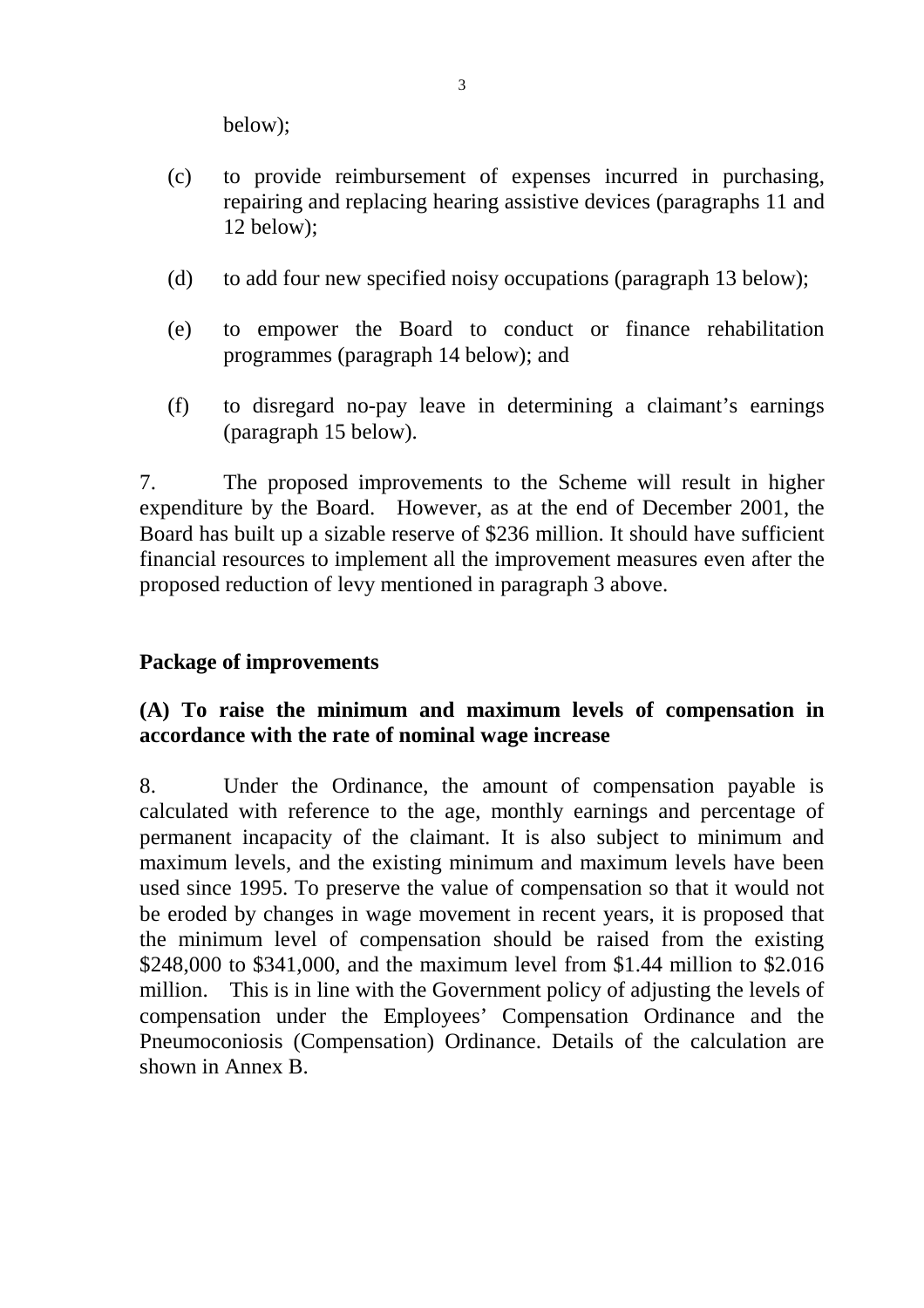below);

(c) to provide reimbursement of expenses incurred in purchasing, repairing and replacing hearing assistive devices (paragraphs 11 and 12 below);

(d) to add four new specified noisy occupations (paragraph 13 below);

(e) to empower the Board to conduct or finance rehabilitation programmes (paragraph 14 below); and

(f) to disregard no-pay leave in determining a claimant's earnings (paragraph 15 below).

7. The proposed improvements to the Scheme will result in higher expenditure by the Board. However, as at the end of December 2001, the Board has built up a sizable reserve of $236 million. It should have sufficient financial resources to implement all the improvement measures even after the proposed reduction of levy mentioned in paragraph 3 above.

**Package of improvements**

**(A) To raise the minimum and maximum levels of compensation in accordance with the rate of nominal wage increase**

8. Under the Ordinance, the amount of compensation payable is calculated with reference to the age, monthly earnings and percentage of permanent incapacity of the claimant. It is also subject to minimum and maximum levels, and the existing minimum and maximum levels have been used since 1995. To preserve the value of compensation so that it would not be eroded by changes in wage movement in recent years, it is proposed that the minimum level of compensation should be raised from the existing $248,000 to $341,000, and the maximum level from $1.44 million to $2.016 million. This is in line with the Government policy of adjusting the levels of compensation under the Employees' Compensation Ordinance and the Pneumoconiosis (Compensation) Ordinance. Details of the calculation are shown in Annex B.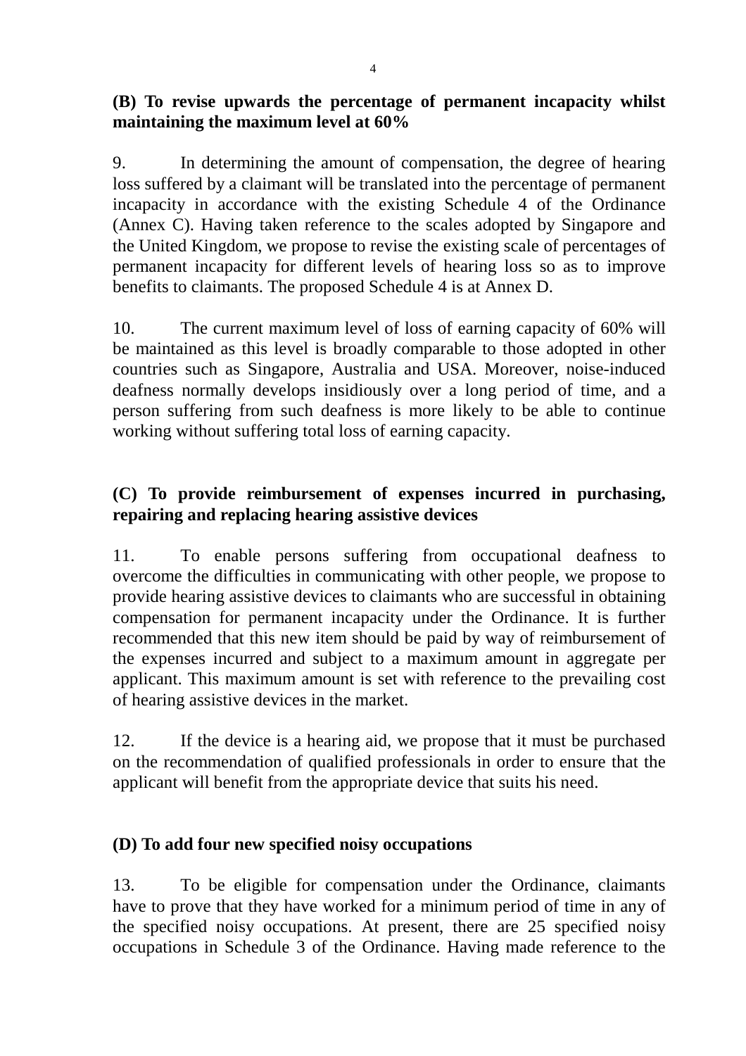**(B) To revise upwards the percentage of permanent incapacity whilst maintaining the maximum level at 60%**

9. In determining the amount of compensation, the degree of hearing loss suffered by a claimant will be translated into the percentage of permanent incapacity in accordance with the existing Schedule 4 of the Ordinance (Annex C). Having taken reference to the scales adopted by Singapore and the United Kingdom, we propose to revise the existing scale of percentages of permanent incapacity for different levels of hearing loss so as to improve benefits to claimants. The proposed Schedule 4 is at Annex D.

10. The current maximum level of loss of earning capacity of 60% will be maintained as this level is broadly comparable to those adopted in other countries such as Singapore, Australia and USA. Moreover, noise-induced deafness normally develops insidiously over a long period of time, and a person suffering from such deafness is more likely to be able to continue working without suffering total loss of earning capacity.

**(C) To provide reimbursement of expenses incurred in purchasing, repairing and replacing hearing assistive devices**

11. To enable persons suffering from occupational deafness to overcome the difficulties in communicating with other people, we propose to provide hearing assistive devices to claimants who are successful in obtaining compensation for permanent incapacity under the Ordinance. It is further recommended that this new item should be paid by way of reimbursement of the expenses incurred and subject to a maximum amount in aggregate per applicant. This maximum amount is set with reference to the prevailing cost of hearing assistive devices in the market.

12. If the device is a hearing aid, we propose that it must be purchased on the recommendation of qualified professionals in order to ensure that the applicant will benefit from the appropriate device that suits his need.

**(D) To add four new specified noisy occupations**

13. To be eligible for compensation under the Ordinance, claimants have to prove that they have worked for a minimum period of time in any of the specified noisy occupations. At present, there are 25 specified noisy occupations in Schedule 3 of the Ordinance. Having made reference to the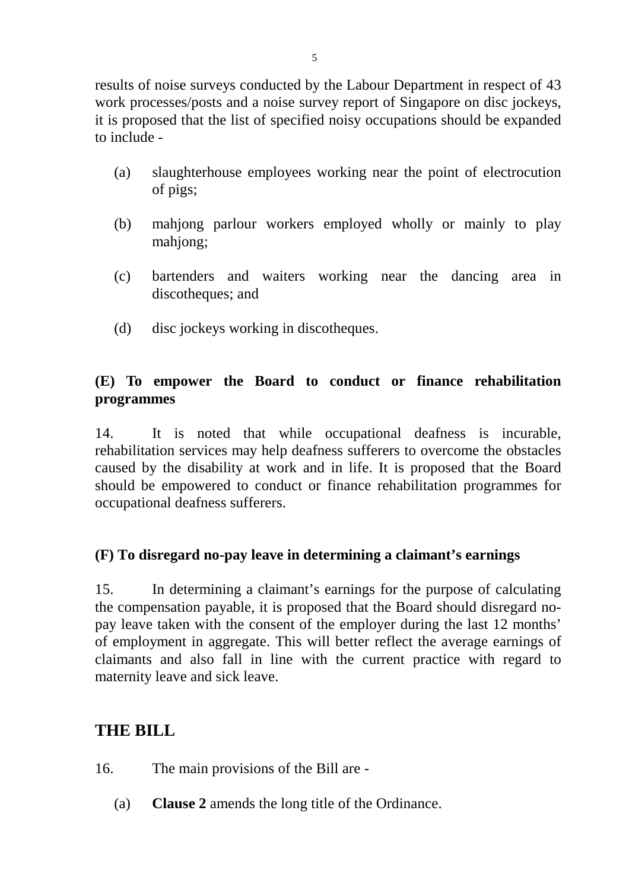results of noise surveys conducted by the Labour Department in respect of 43 work processes/posts and a noise survey report of Singapore on disc jockeys, it is proposed that the list of specified noisy occupations should be expanded to include -

(a) slaughterhouse employees working near the point of electrocution of pigs;

(b) mahjong parlour workers employed wholly or mainly to play mahjong;

(c) bartenders and waiters working near the dancing area in discotheques; and

(d) disc jockeys working in discotheques.

### (E) To empower the Board to conduct or finance rehabilitation programmes

14. It is noted that while occupational deafness is incurable, rehabilitation services may help deafness sufferers to overcome the obstacles caused by the disability at work and in life. It is proposed that the Board should be empowered to conduct or finance rehabilitation programmes for occupational deafness sufferers.

### (F) To disregard no-pay leave in determining a claimant's earnings

15. In determining a claimant's earnings for the purpose of calculating the compensation payable, it is proposed that the Board should disregard no-pay leave taken with the consent of the employer during the last 12 months' of employment in aggregate. This will better reflect the average earnings of claimants and also fall in line with the current practice with regard to maternity leave and sick leave.

## THE BILL

16. The main provisions of the Bill are -

(a) **Clause 2** amends the long title of the Ordinance.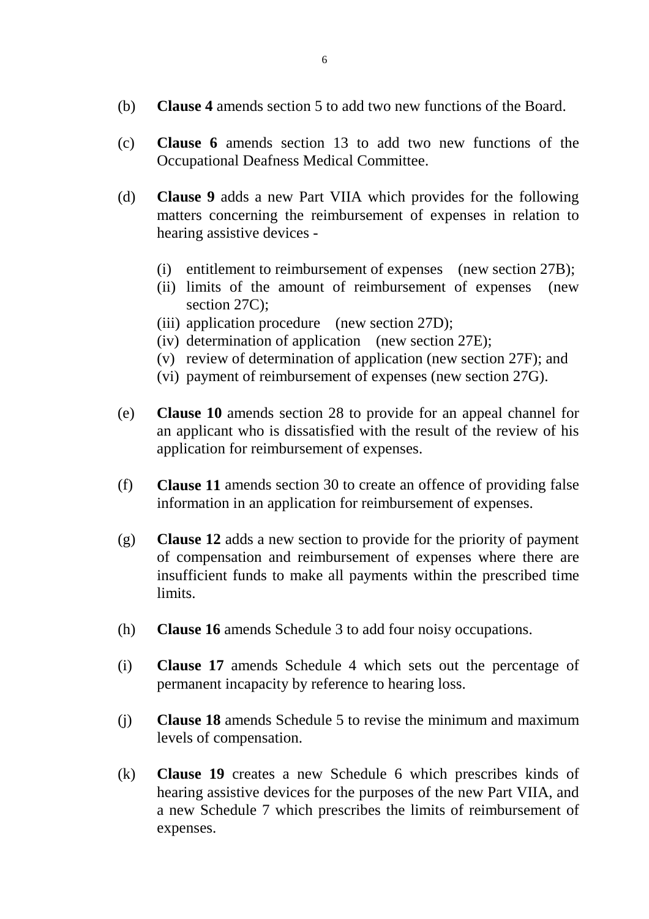(b) **Clause 4** amends section 5 to add two new functions of the Board.

(c) **Clause 6** amends section 13 to add two new functions of the Occupational Deafness Medical Committee.

(d) **Clause 9** adds a new Part VIIA which provides for the following matters concerning the reimbursement of expenses in relation to hearing assistive devices -

   (i) entitlement to reimbursement of expenses (new section 27B);
   (ii) limits of the amount of reimbursement of expenses (new section 27C);
   (iii) application procedure (new section 27D);
   (iv) determination of application (new section 27E);
   (v) review of determination of application (new section 27F); and
   (vi) payment of reimbursement of expenses (new section 27G).

(e) **Clause 10** amends section 28 to provide for an appeal channel for an applicant who is dissatisfied with the result of the review of his application for reimbursement of expenses.

(f) **Clause 11** amends section 30 to create an offence of providing false information in an application for reimbursement of expenses.

(g) **Clause 12** adds a new section to provide for the priority of payment of compensation and reimbursement of expenses where there are insufficient funds to make all payments within the prescribed time limits.

(h) **Clause 16** amends Schedule 3 to add four noisy occupations.

(i) **Clause 17** amends Schedule 4 which sets out the percentage of permanent incapacity by reference to hearing loss.

(j) **Clause 18** amends Schedule 5 to revise the minimum and maximum levels of compensation.

(k) **Clause 19** creates a new Schedule 6 which prescribes kinds of hearing assistive devices for the purposes of the new Part VIIA, and a new Schedule 7 which prescribes the limits of reimbursement of expenses.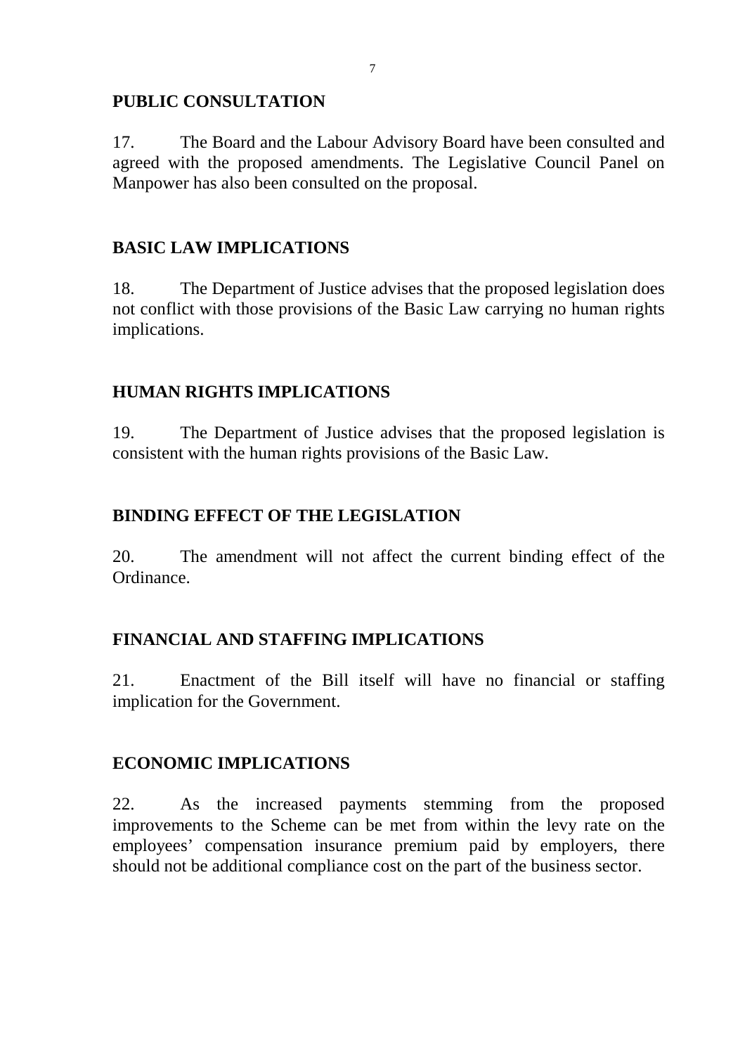## PUBLIC CONSULTATION

17. The Board and the Labour Advisory Board have been consulted and agreed with the proposed amendments. The Legislative Council Panel on Manpower has also been consulted on the proposal.

## BASIC LAW IMPLICATIONS

18. The Department of Justice advises that the proposed legislation does not conflict with those provisions of the Basic Law carrying no human rights implications.

## HUMAN RIGHTS IMPLICATIONS

19. The Department of Justice advises that the proposed legislation is consistent with the human rights provisions of the Basic Law.

## BINDING EFFECT OF THE LEGISLATION

20. The amendment will not affect the current binding effect of the Ordinance.

## FINANCIAL AND STAFFING IMPLICATIONS

21. Enactment of the Bill itself will have no financial or staffing implication for the Government.

## ECONOMIC IMPLICATIONS

22. As the increased payments stemming from the proposed improvements to the Scheme can be met from within the levy rate on the employees' compensation insurance premium paid by employers, there should not be additional compliance cost on the part of the business sector.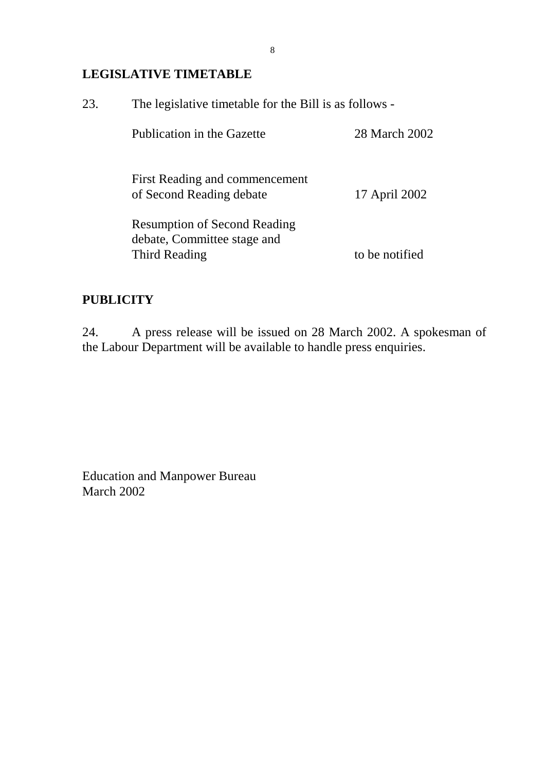## LEGISLATIVE TIMETABLE

23. The legislative timetable for the Bill is as follows -

| | |
|---|---|
| Publication in the Gazette | 28 March 2002 |
| First Reading and commencement of Second Reading debate | 17 April 2002 |
| Resumption of Second Reading debate, Committee stage and Third Reading | to be notified |

## PUBLICITY

24. A press release will be issued on 28 March 2002. A spokesman of the Labour Department will be available to handle press enquiries.

Education and Manpower Bureau
March 2002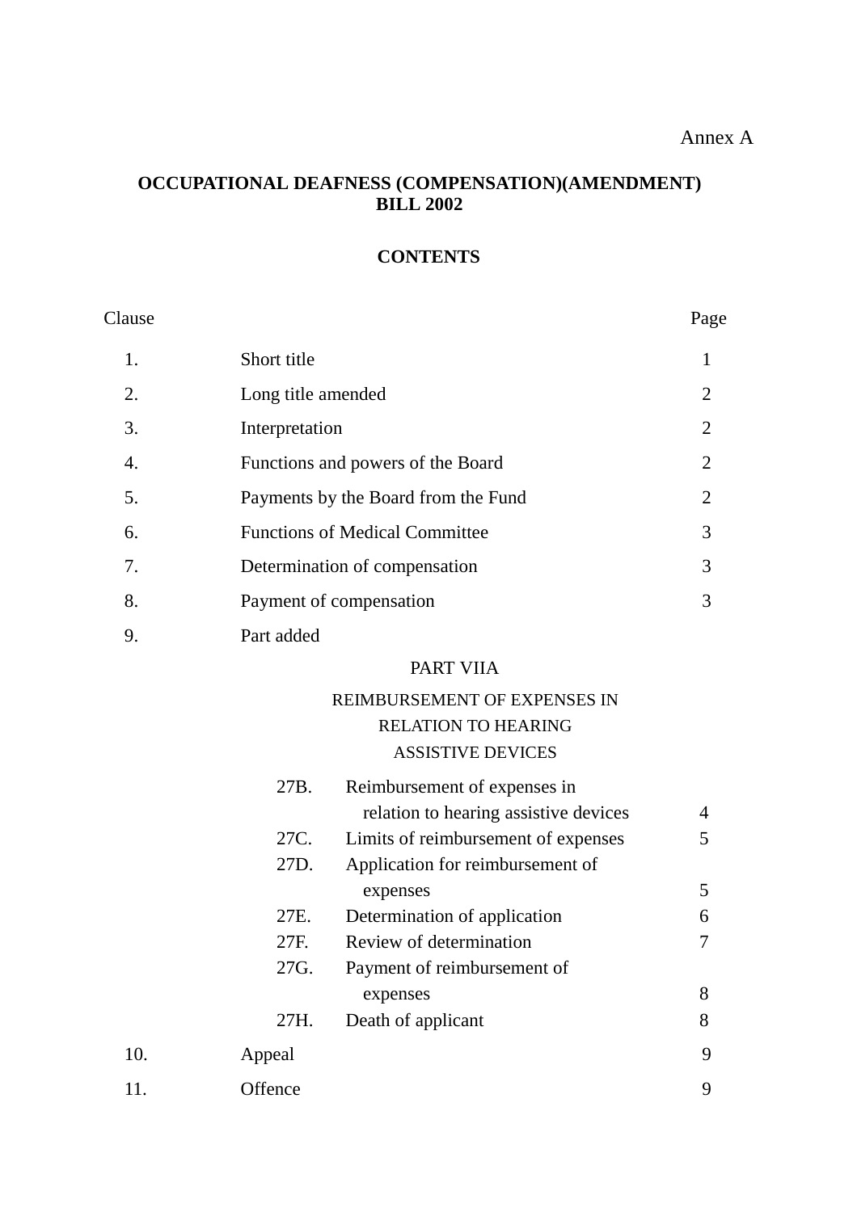Annex A

# OCCUPATIONAL DEAFNESS (COMPENSATION)(AMENDMENT) BILL 2002

## CONTENTS

| Clause | | Page |
|---|---|---|
| 1. | Short title | 1 |
| 2. | Long title amended | 2 |
| 3. | Interpretation | 2 |
| 4. | Functions and powers of the Board | 2 |
| 5. | Payments by the Board from the Fund | 2 |
| 6. | Functions of Medical Committee | 3 |
| 7. | Determination of compensation | 3 |
| 8. | Payment of compensation | 3 |
| 9. | Part added | |

PART VIIA

REIMBURSEMENT OF EXPENSES IN RELATION TO HEARING ASSISTIVE DEVICES

| | | |
|---|---|---|
| 27B. | Reimbursement of expenses in relation to hearing assistive devices | 4 |
| 27C. | Limits of reimbursement of expenses | 5 |
| 27D. | Application for reimbursement of expenses | 5 |
| 27E. | Determination of application | 6 |
| 27F. | Review of determination | 7 |
| 27G. | Payment of reimbursement of expenses | 8 |
| 27H. | Death of applicant | 8 |

| | | |
|---|---|---|
| 10. | Appeal | 9 |
| 11. | Offence | 9 |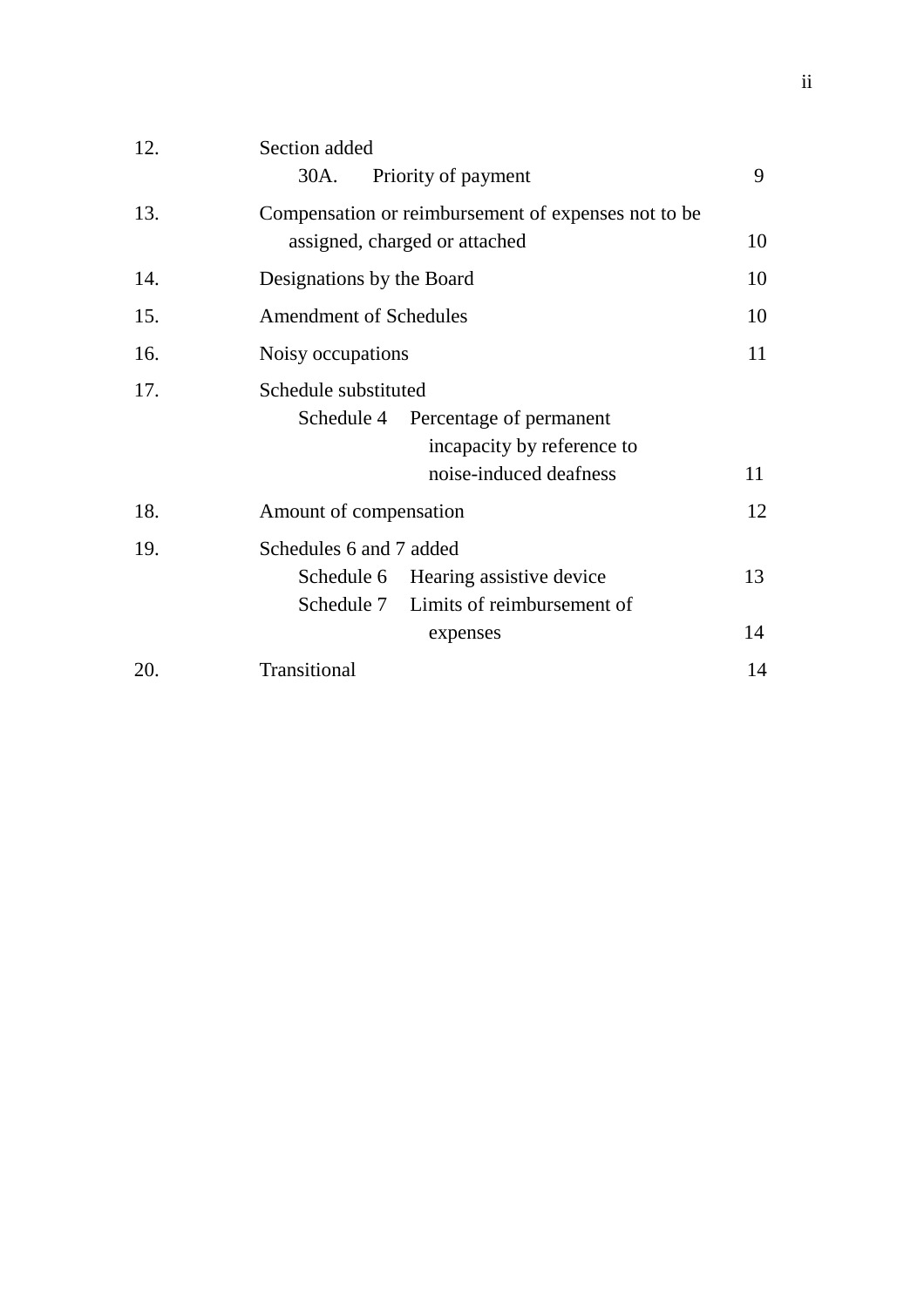| | | |
|---|---|---|
| 12. | Section added<br>30A. Priority of payment | 9 |
| 13. | Compensation or reimbursement of expenses not to be assigned, charged or attached | 10 |
| 14. | Designations by the Board | 10 |
| 15. | Amendment of Schedules | 10 |
| 16. | Noisy occupations | 11 |
| 17. | Schedule substituted<br>Schedule 4 Percentage of permanent incapacity by reference to noise-induced deafness | 11 |
| 18. | Amount of compensation | 12 |
| 19. | Schedules 6 and 7 added<br>Schedule 6 Hearing assistive device | 13 |
| | Schedule 7 Limits of reimbursement of expenses | 14 |
| 20. | Transitional | 14 |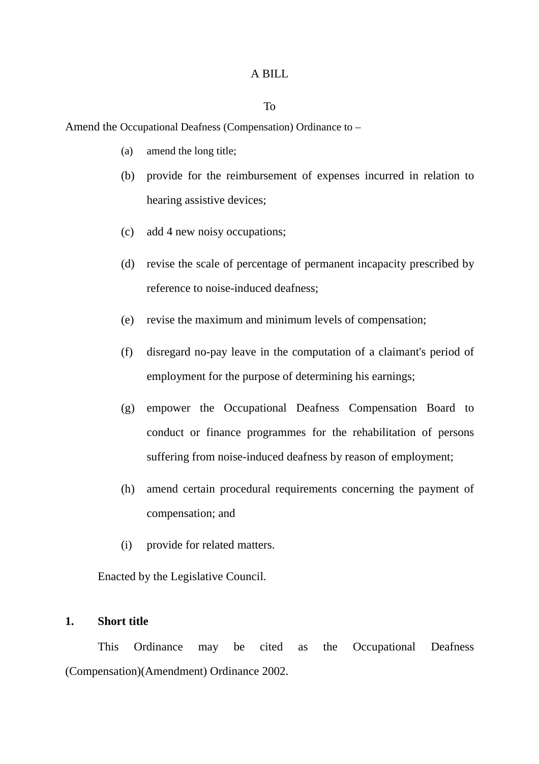A BILL

To

Amend the Occupational Deafness (Compensation) Ordinance to –

(a) amend the long title;

(b) provide for the reimbursement of expenses incurred in relation to hearing assistive devices;

(c) add 4 new noisy occupations;

(d) revise the scale of percentage of permanent incapacity prescribed by reference to noise-induced deafness;

(e) revise the maximum and minimum levels of compensation;

(f) disregard no-pay leave in the computation of a claimant's period of employment for the purpose of determining his earnings;

(g) empower the Occupational Deafness Compensation Board to conduct or finance programmes for the rehabilitation of persons suffering from noise-induced deafness by reason of employment;

(h) amend certain procedural requirements concerning the payment of compensation; and

(i) provide for related matters.

Enacted by the Legislative Council.

**1. Short title**

This Ordinance may be cited as the Occupational Deafness (Compensation)(Amendment) Ordinance 2002.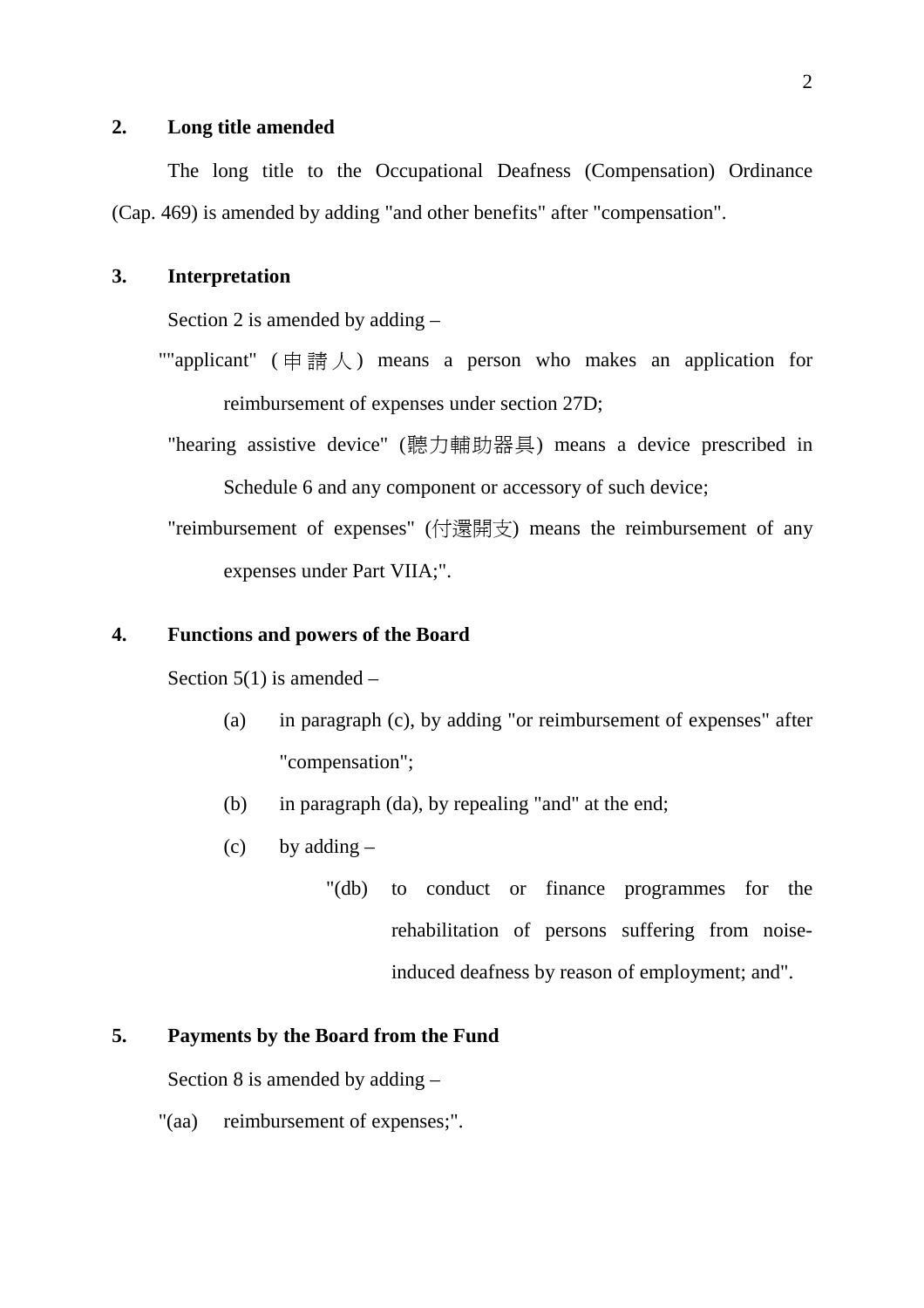**2. Long title amended**

The long title to the Occupational Deafness (Compensation) Ordinance (Cap. 469) is amended by adding "and other benefits" after "compensation".

**3. Interpretation**

Section 2 is amended by adding –

""applicant" (申請人) means a person who makes an application for reimbursement of expenses under section 27D;

"hearing assistive device" (聽力輔助器具) means a device prescribed in Schedule 6 and any component or accessory of such device;

"reimbursement of expenses" (付還開支) means the reimbursement of any expenses under Part VIIA;".

**4. Functions and powers of the Board**

Section 5(1) is amended –

(a) in paragraph (c), by adding "or reimbursement of expenses" after "compensation";

(b) in paragraph (da), by repealing "and" at the end;

(c) by adding –

"(db) to conduct or finance programmes for the rehabilitation of persons suffering from noise-induced deafness by reason of employment; and".

**5. Payments by the Board from the Fund**

Section 8 is amended by adding –

"(aa) reimbursement of expenses;".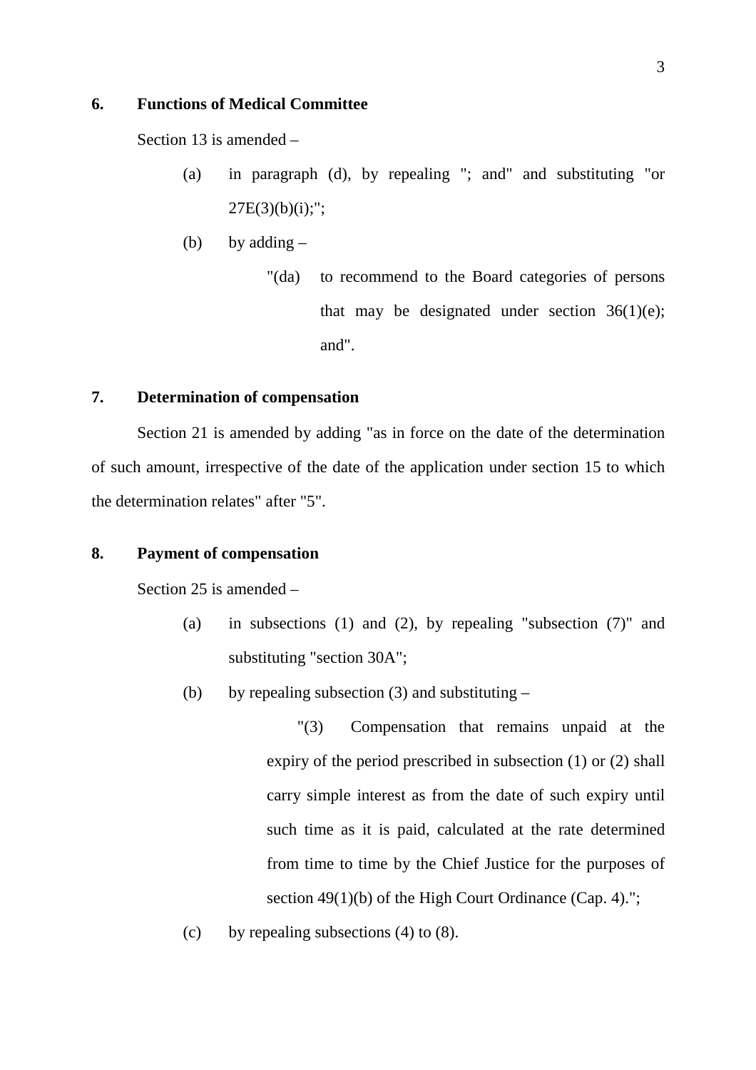**6. Functions of Medical Committee**

Section 13 is amended –

(a) in paragraph (d), by repealing "; and" and substituting "or 27E(3)(b)(i);";

(b) by adding –

"(da) to recommend to the Board categories of persons that may be designated under section 36(1)(e); and".

**7. Determination of compensation**

Section 21 is amended by adding "as in force on the date of the determination of such amount, irrespective of the date of the application under section 15 to which the determination relates" after "5".

**8. Payment of compensation**

Section 25 is amended –

(a) in subsections (1) and (2), by repealing "subsection (7)" and substituting "section 30A";

(b) by repealing subsection (3) and substituting –

"(3) Compensation that remains unpaid at the expiry of the period prescribed in subsection (1) or (2) shall carry simple interest as from the date of such expiry until such time as it is paid, calculated at the rate determined from time to time by the Chief Justice for the purposes of section 49(1)(b) of the High Court Ordinance (Cap. 4).";

(c) by repealing subsections (4) to (8).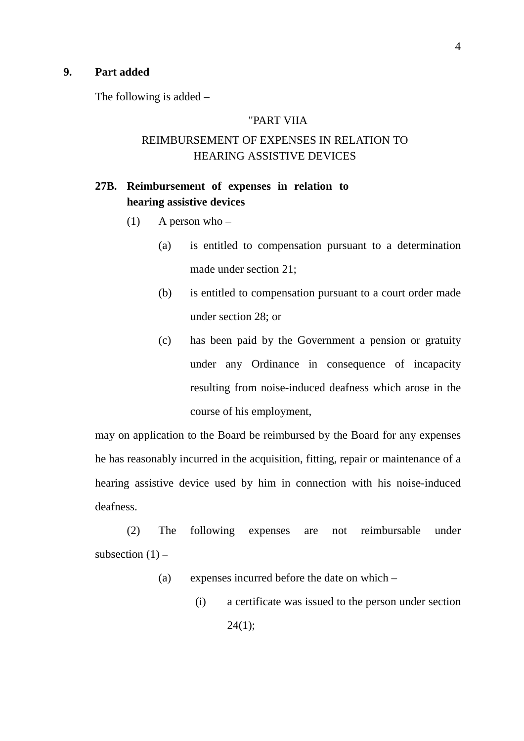**9. Part added**

The following is added –

"PART VIIA

REIMBURSEMENT OF EXPENSES IN RELATION TO HEARING ASSISTIVE DEVICES

**27B. Reimbursement of expenses in relation to hearing assistive devices**

(1) A person who –

(a) is entitled to compensation pursuant to a determination made under section 21;

(b) is entitled to compensation pursuant to a court order made under section 28; or

(c) has been paid by the Government a pension or gratuity under any Ordinance in consequence of incapacity resulting from noise-induced deafness which arose in the course of his employment,

may on application to the Board be reimbursed by the Board for any expenses he has reasonably incurred in the acquisition, fitting, repair or maintenance of a hearing assistive device used by him in connection with his noise-induced deafness.

(2) The following expenses are not reimbursable under subsection (1) –

(a) expenses incurred before the date on which –

(i) a certificate was issued to the person under section 24(1);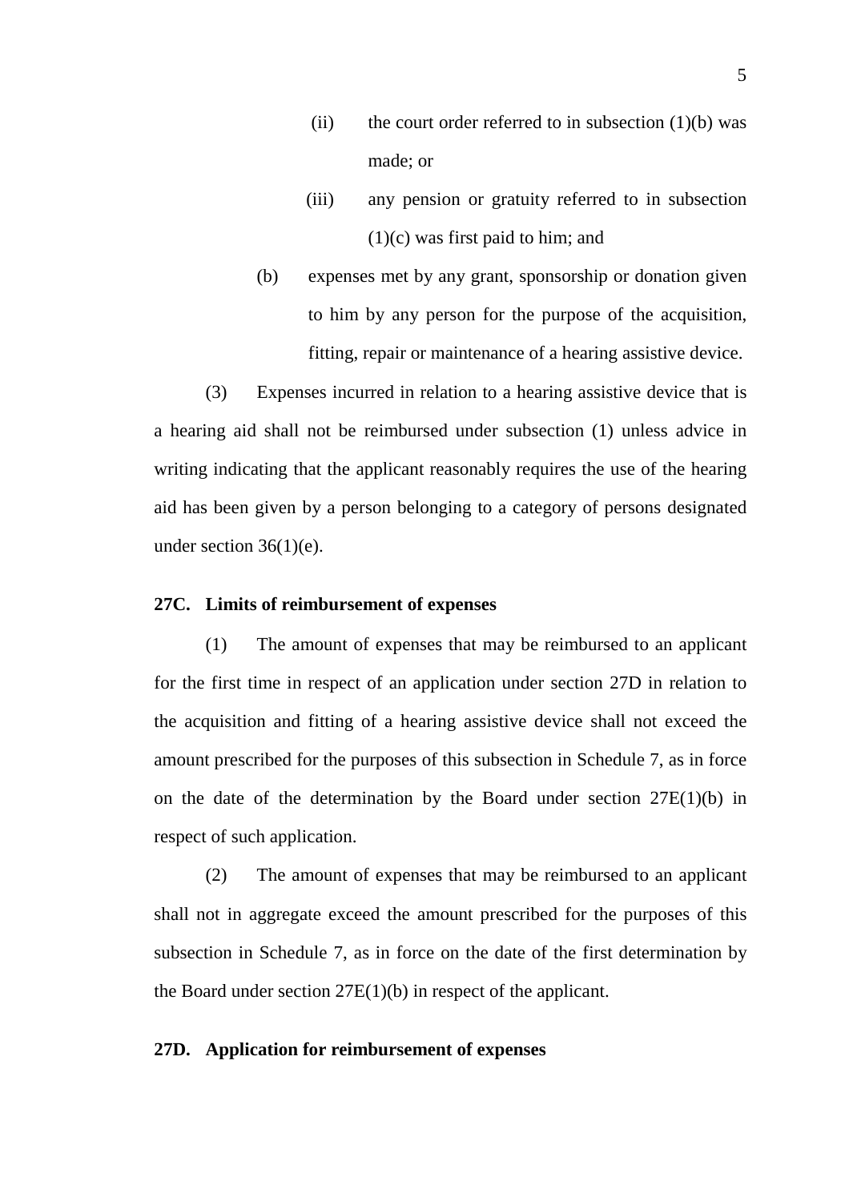(ii) the court order referred to in subsection (1)(b) was made; or

(iii) any pension or gratuity referred to in subsection (1)(c) was first paid to him; and

(b) expenses met by any grant, sponsorship or donation given to him by any person for the purpose of the acquisition, fitting, repair or maintenance of a hearing assistive device.

(3) Expenses incurred in relation to a hearing assistive device that is a hearing aid shall not be reimbursed under subsection (1) unless advice in writing indicating that the applicant reasonably requires the use of the hearing aid has been given by a person belonging to a category of persons designated under section 36(1)(e).

**27C. Limits of reimbursement of expenses**

(1) The amount of expenses that may be reimbursed to an applicant for the first time in respect of an application under section 27D in relation to the acquisition and fitting of a hearing assistive device shall not exceed the amount prescribed for the purposes of this subsection in Schedule 7, as in force on the date of the determination by the Board under section 27E(1)(b) in respect of such application.

(2) The amount of expenses that may be reimbursed to an applicant shall not in aggregate exceed the amount prescribed for the purposes of this subsection in Schedule 7, as in force on the date of the first determination by the Board under section 27E(1)(b) in respect of the applicant.

**27D. Application for reimbursement of expenses**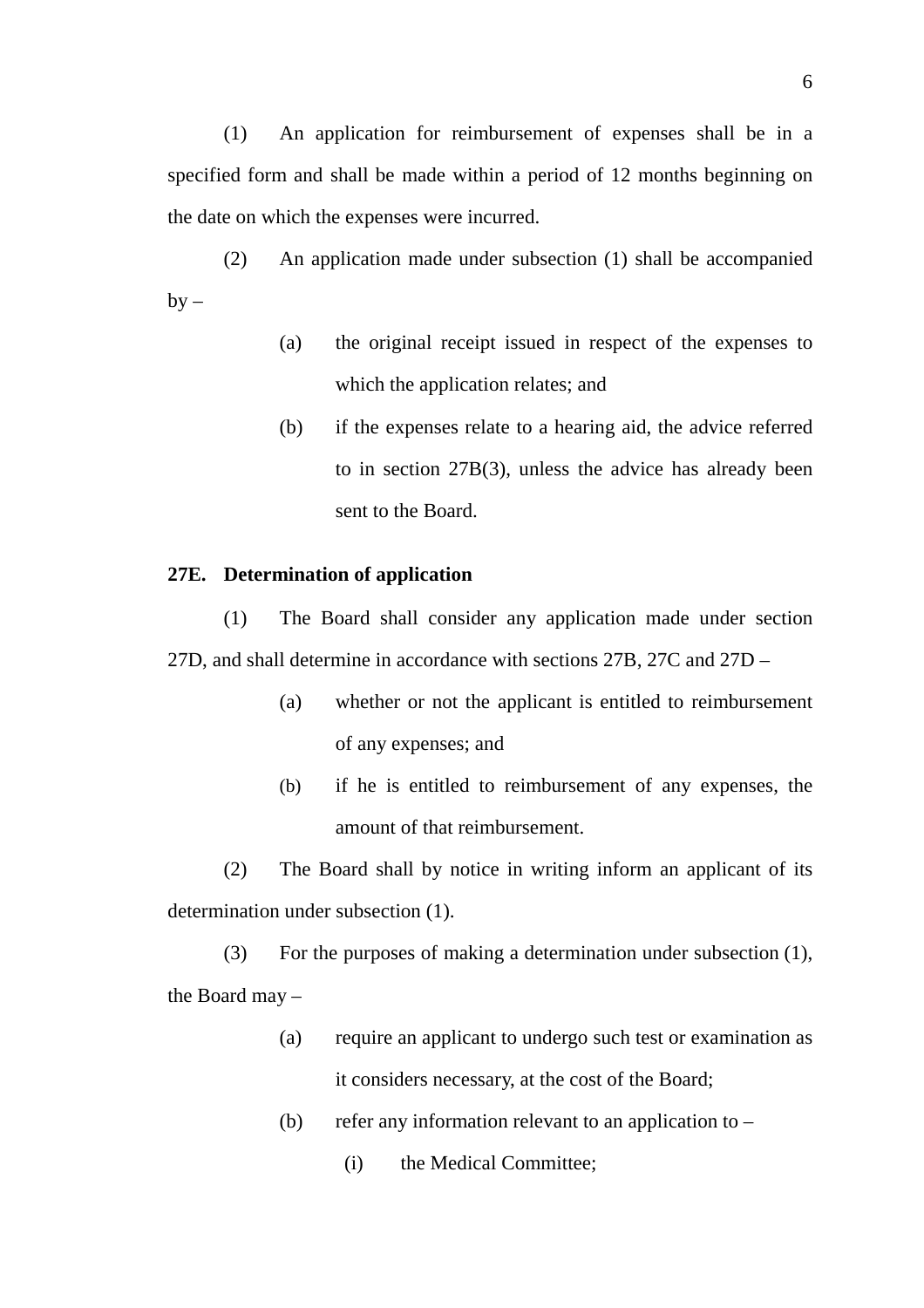(1) An application for reimbursement of expenses shall be in a specified form and shall be made within a period of 12 months beginning on the date on which the expenses were incurred.

(2) An application made under subsection (1) shall be accompanied by –

- (a) the original receipt issued in respect of the expenses to which the application relates; and
- (b) if the expenses relate to a hearing aid, the advice referred to in section 27B(3), unless the advice has already been sent to the Board.

**27E. Determination of application**

(1) The Board shall consider any application made under section 27D, and shall determine in accordance with sections 27B, 27C and 27D –

- (a) whether or not the applicant is entitled to reimbursement of any expenses; and
- (b) if he is entitled to reimbursement of any expenses, the amount of that reimbursement.

(2) The Board shall by notice in writing inform an applicant of its determination under subsection (1).

(3) For the purposes of making a determination under subsection (1), the Board may –

- (a) require an applicant to undergo such test or examination as it considers necessary, at the cost of the Board;
- (b) refer any information relevant to an application to –
  - (i) the Medical Committee;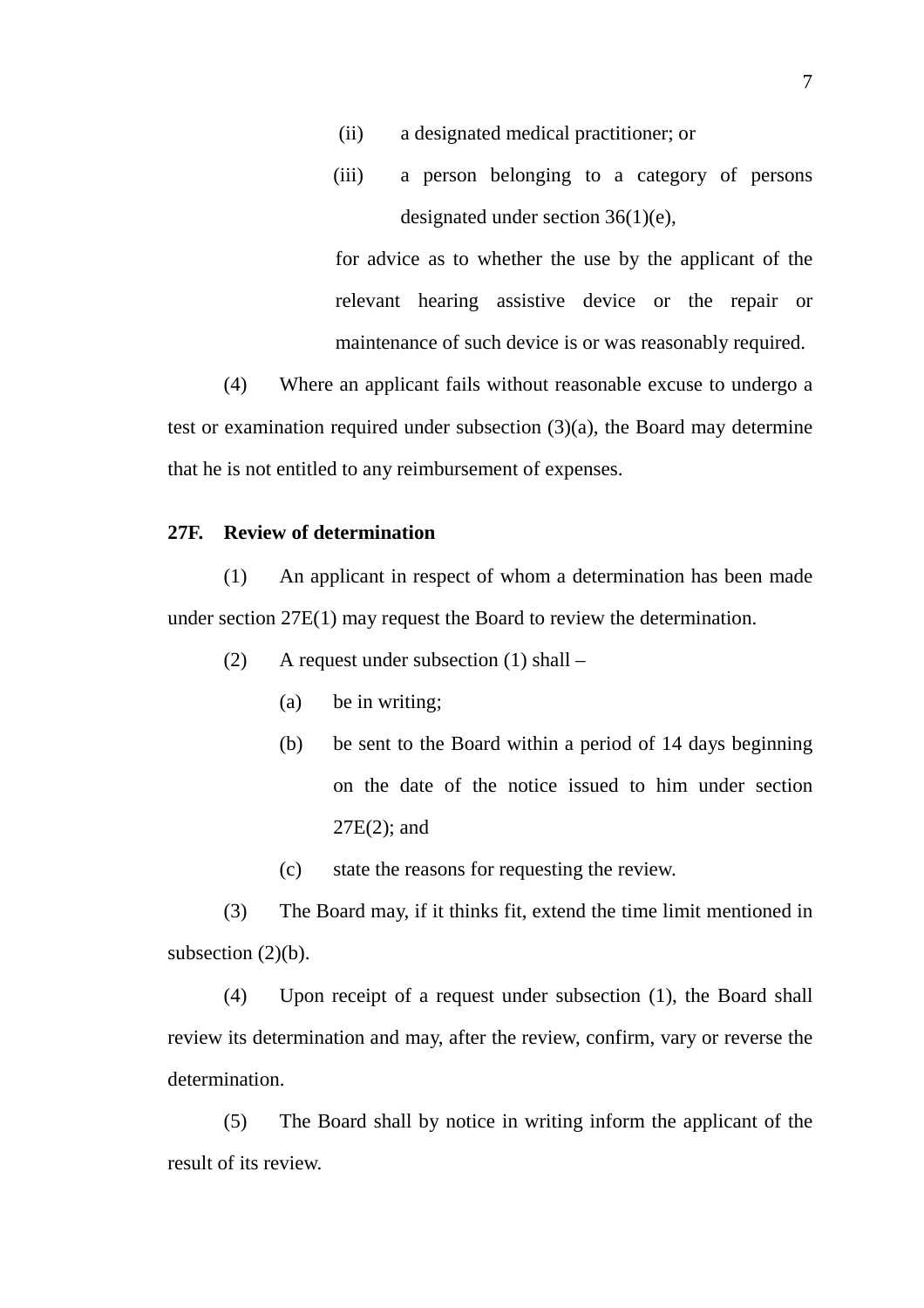(ii) a designated medical practitioner; or

(iii) a person belonging to a category of persons designated under section 36(1)(e),

for advice as to whether the use by the applicant of the relevant hearing assistive device or the repair or maintenance of such device is or was reasonably required.

(4) Where an applicant fails without reasonable excuse to undergo a test or examination required under subsection (3)(a), the Board may determine that he is not entitled to any reimbursement of expenses.

**27F. Review of determination**

(1) An applicant in respect of whom a determination has been made under section 27E(1) may request the Board to review the determination.

(2) A request under subsection (1) shall –

(a) be in writing;

(b) be sent to the Board within a period of 14 days beginning on the date of the notice issued to him under section 27E(2); and

(c) state the reasons for requesting the review.

(3) The Board may, if it thinks fit, extend the time limit mentioned in subsection (2)(b).

(4) Upon receipt of a request under subsection (1), the Board shall review its determination and may, after the review, confirm, vary or reverse the determination.

(5) The Board shall by notice in writing inform the applicant of the result of its review.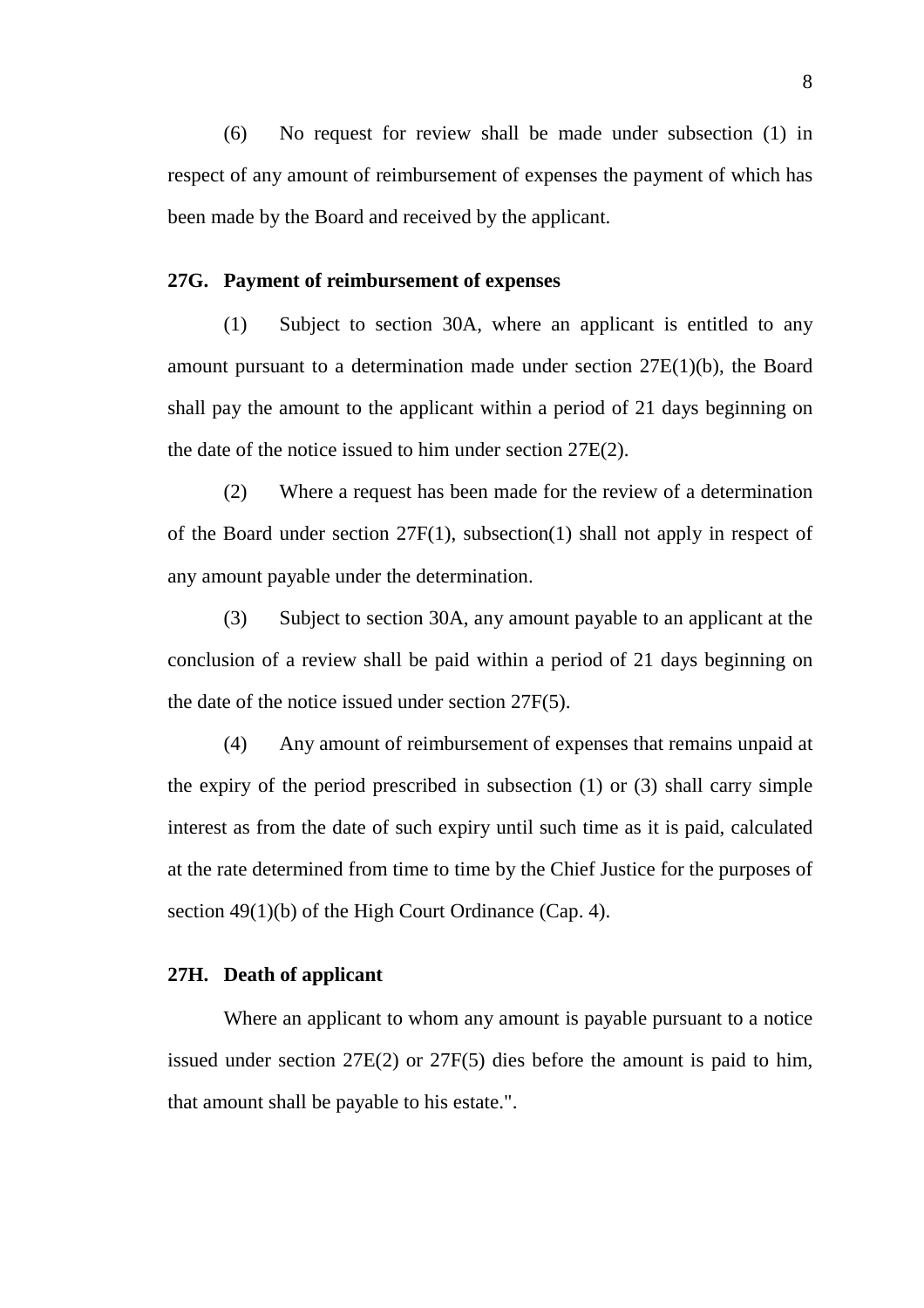(6) No request for review shall be made under subsection (1) in respect of any amount of reimbursement of expenses the payment of which has been made by the Board and received by the applicant.

**27G. Payment of reimbursement of expenses**

(1) Subject to section 30A, where an applicant is entitled to any amount pursuant to a determination made under section 27E(1)(b), the Board shall pay the amount to the applicant within a period of 21 days beginning on the date of the notice issued to him under section 27E(2).

(2) Where a request has been made for the review of a determination of the Board under section 27F(1), subsection(1) shall not apply in respect of any amount payable under the determination.

(3) Subject to section 30A, any amount payable to an applicant at the conclusion of a review shall be paid within a period of 21 days beginning on the date of the notice issued under section 27F(5).

(4) Any amount of reimbursement of expenses that remains unpaid at the expiry of the period prescribed in subsection (1) or (3) shall carry simple interest as from the date of such expiry until such time as it is paid, calculated at the rate determined from time to time by the Chief Justice for the purposes of section 49(1)(b) of the High Court Ordinance (Cap. 4).

**27H. Death of applicant**

Where an applicant to whom any amount is payable pursuant to a notice issued under section 27E(2) or 27F(5) dies before the amount is paid to him, that amount shall be payable to his estate.".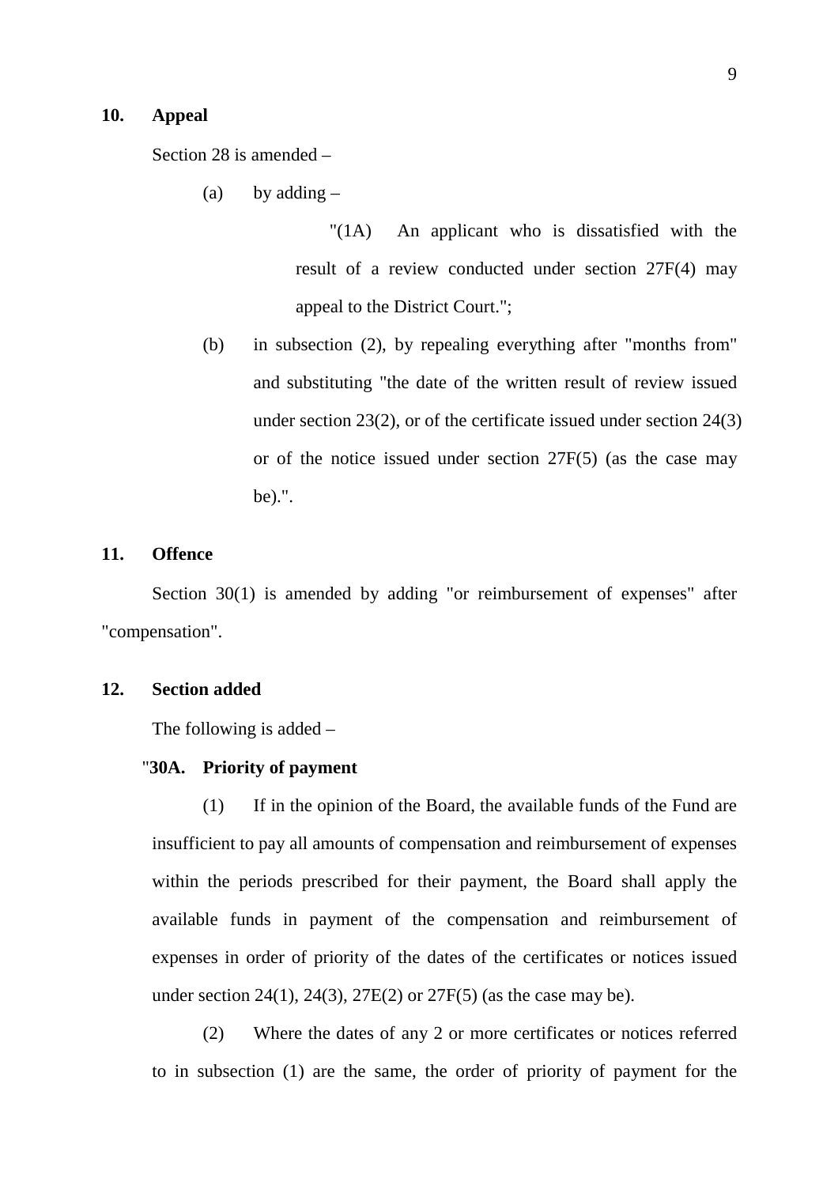**10. Appeal**

Section 28 is amended –

(a) by adding –

"(1A) An applicant who is dissatisfied with the result of a review conducted under section 27F(4) may appeal to the District Court.";

(b) in subsection (2), by repealing everything after "months from" and substituting "the date of the written result of review issued under section 23(2), or of the certificate issued under section 24(3) or of the notice issued under section 27F(5) (as the case may be).".

**11. Offence**

Section 30(1) is amended by adding "or reimbursement of expenses" after "compensation".

**12. Section added**

The following is added –

"**30A. Priority of payment**

(1) If in the opinion of the Board, the available funds of the Fund are insufficient to pay all amounts of compensation and reimbursement of expenses within the periods prescribed for their payment, the Board shall apply the available funds in payment of the compensation and reimbursement of expenses in order of priority of the dates of the certificates or notices issued under section 24(1), 24(3), 27E(2) or 27F(5) (as the case may be).

(2) Where the dates of any 2 or more certificates or notices referred to in subsection (1) are the same, the order of priority of payment for the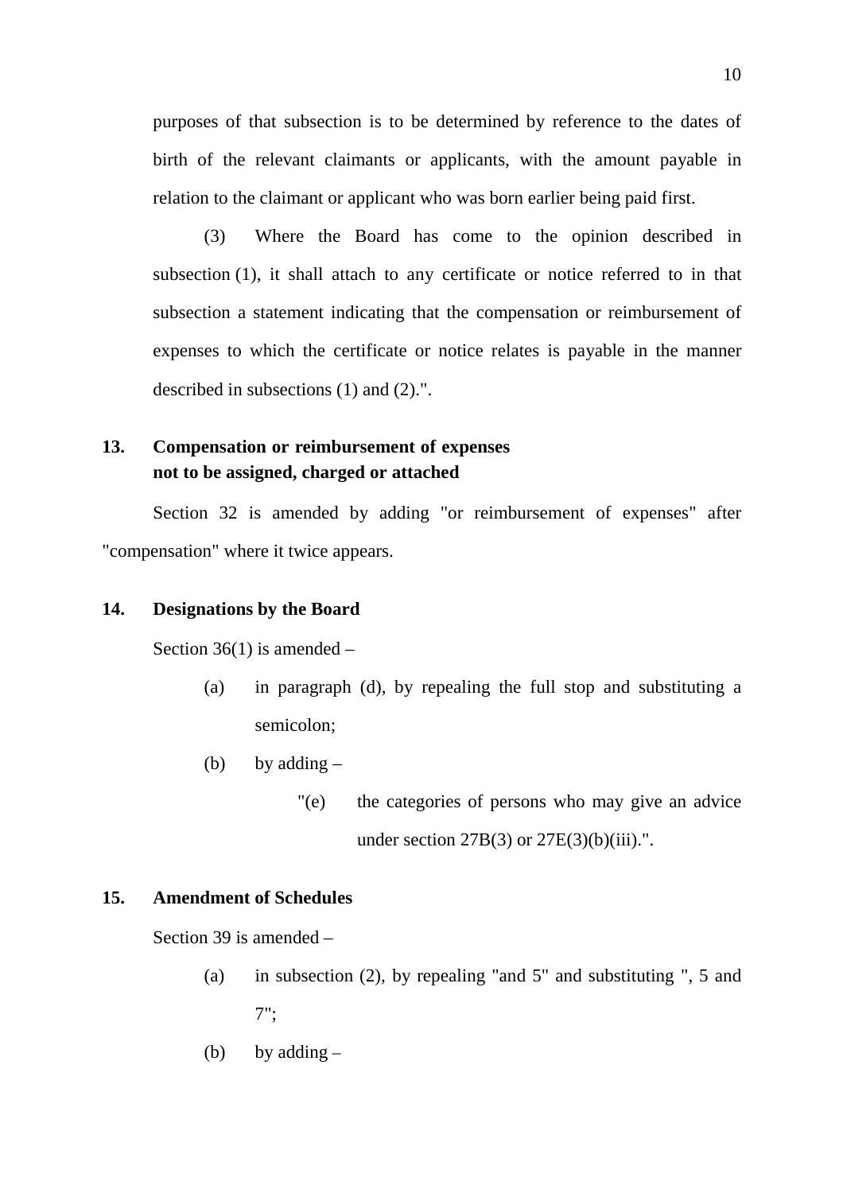purposes of that subsection is to be determined by reference to the dates of birth of the relevant claimants or applicants, with the amount payable in relation to the claimant or applicant who was born earlier being paid first.

(3) Where the Board has come to the opinion described in subsection (1), it shall attach to any certificate or notice referred to in that subsection a statement indicating that the compensation or reimbursement of expenses to which the certificate or notice relates is payable in the manner described in subsections (1) and (2).".

**13. Compensation or reimbursement of expenses not to be assigned, charged or attached**

Section 32 is amended by adding "or reimbursement of expenses" after "compensation" where it twice appears.

**14. Designations by the Board**

Section 36(1) is amended –

(a) in paragraph (d), by repealing the full stop and substituting a semicolon;

(b) by adding –

"(e) the categories of persons who may give an advice under section 27B(3) or 27E(3)(b)(iii).".

**15. Amendment of Schedules**

Section 39 is amended –

(a) in subsection (2), by repealing "and 5" and substituting ", 5 and 7";

(b) by adding –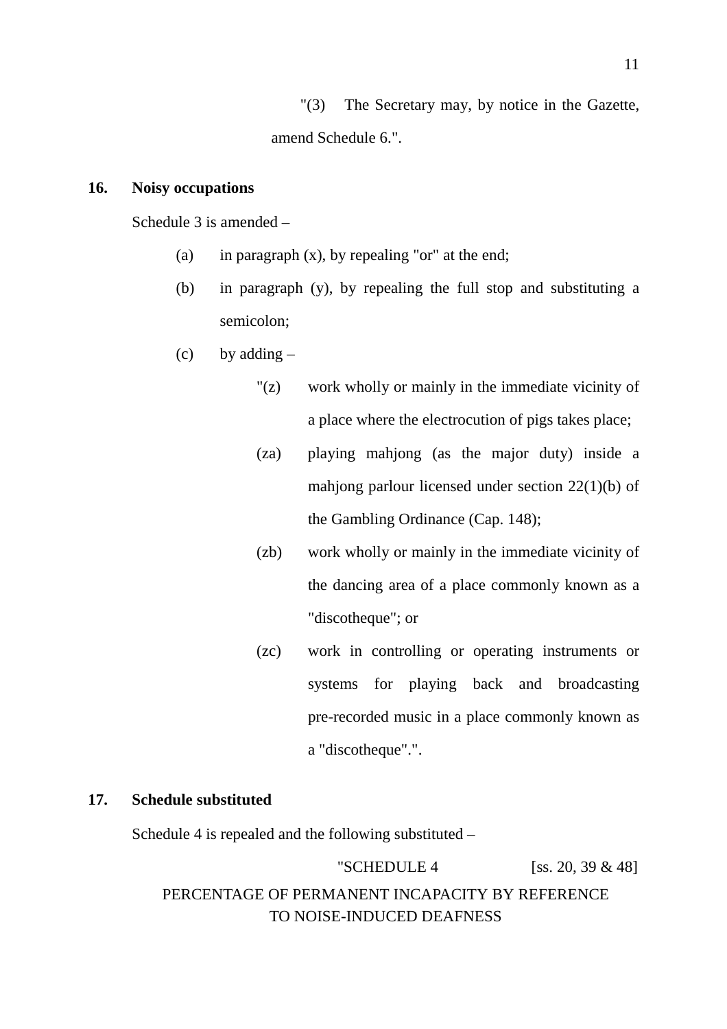"(3) The Secretary may, by notice in the Gazette, amend Schedule 6.".

**16. Noisy occupations**

Schedule 3 is amended –

(a) in paragraph (x), by repealing "or" at the end;

(b) in paragraph (y), by repealing the full stop and substituting a semicolon;

(c) by adding –

"(z) work wholly or mainly in the immediate vicinity of a place where the electrocution of pigs takes place;

(za) playing mahjong (as the major duty) inside a mahjong parlour licensed under section 22(1)(b) of the Gambling Ordinance (Cap. 148);

(zb) work wholly or mainly in the immediate vicinity of the dancing area of a place commonly known as a "discotheque"; or

(zc) work in controlling or operating instruments or systems for playing back and broadcasting pre-recorded music in a place commonly known as a "discotheque".".

**17. Schedule substituted**

Schedule 4 is repealed and the following substituted –

"SCHEDULE 4 [ss. 20, 39 & 48]

PERCENTAGE OF PERMANENT INCAPACITY BY REFERENCE TO NOISE-INDUCED DEAFNESS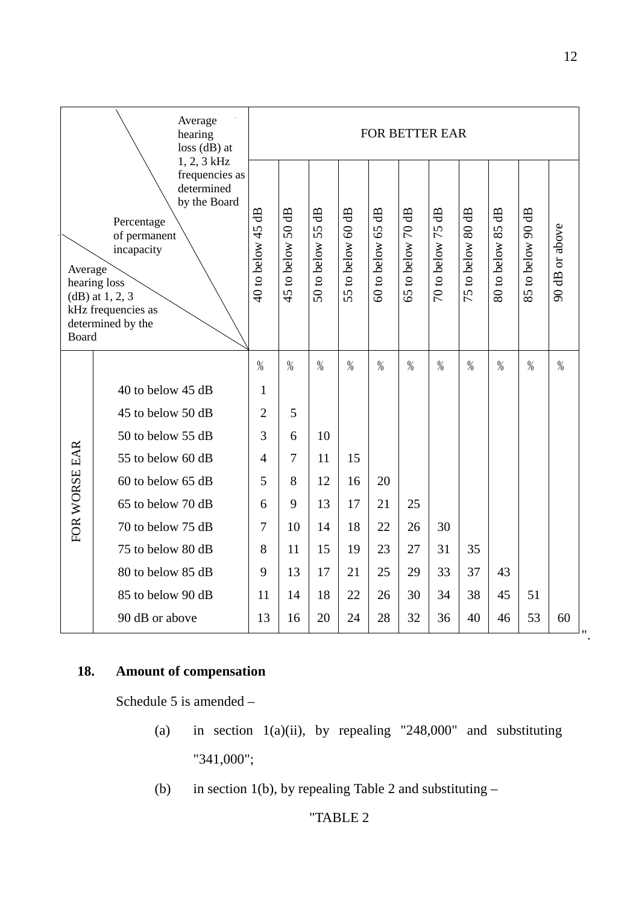| Percentage of permanent incapacity / Average hearing loss (dB) at 1, 2, 3 kHz frequencies as determined by the Board | | FOR BETTER EAR | | | | | | | | | | |
|---|---|---|---|---|---|---|---|---|---|---|---|---|
| | | 40 to below 45 dB | 45 to below 50 dB | 50 to below 55 dB | 55 to below 60 dB | 60 to below 65 dB | 65 to below 70 dB | 70 to below 75 dB | 75 to below 80 dB | 80 to below 85 dB | 85 to below 90 dB | 90 dB or above |
| | | % | % | % | % | % | % | % | % | % | % | % |
| FOR WORSE EAR | 40 to below 45 dB | 1 | | | | | | | | | | |
| | 45 to below 50 dB | 2 | 5 | | | | | | | | | |
| | 50 to below 55 dB | 3 | 6 | 10 | | | | | | | | |
| | 55 to below 60 dB | 4 | 7 | 11 | 15 | | | | | | | |
| | 60 to below 65 dB | 5 | 8 | 12 | 16 | 20 | | | | | | |
| | 65 to below 70 dB | 6 | 9 | 13 | 17 | 21 | 25 | | | | | |
| | 70 to below 75 dB | 7 | 10 | 14 | 18 | 22 | 26 | 30 | | | | |
| | 75 to below 80 dB | 8 | 11 | 15 | 19 | 23 | 27 | 31 | 35 | | | |
| | 80 to below 85 dB | 9 | 13 | 17 | 21 | 25 | 29 | 33 | 37 | 43 | | |
| | 85 to below 90 dB | 11 | 14 | 18 | 22 | 26 | 30 | 34 | 38 | 45 | 51 | |
| | 90 dB or above | 13 | 16 | 20 | 24 | 28 | 32 | 36 | 40 | 46 | 53 | 60 |

".

**18. Amount of compensation**

Schedule 5 is amended –

(a) in section 1(a)(ii), by repealing "248,000" and substituting "341,000";

(b) in section 1(b), by repealing Table 2 and substituting –

"TABLE 2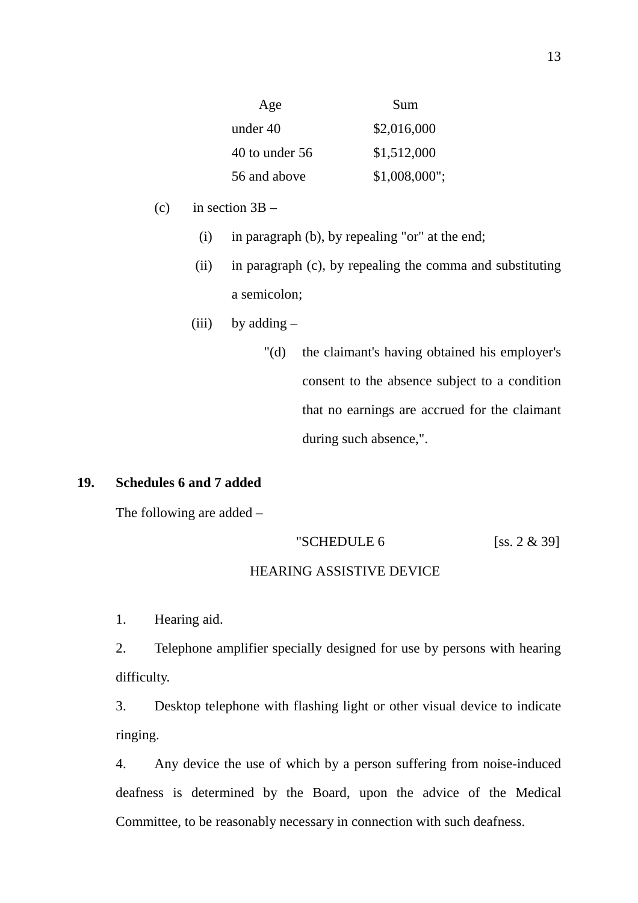| Age | Sum |
|---|---|
| under 40 | $2,016,000 |
| 40 to under 56 | $1,512,000 |
| 56 and above | $1,008,000"; |

(c) in section 3B –

(i) in paragraph (b), by repealing "or" at the end;

(ii) in paragraph (c), by repealing the comma and substituting a semicolon;

(iii) by adding –

"(d) the claimant's having obtained his employer's consent to the absence subject to a condition that no earnings are accrued for the claimant during such absence,".

**19. Schedules 6 and 7 added**

The following are added –

"SCHEDULE 6 [ss. 2 & 39]

HEARING ASSISTIVE DEVICE

1. Hearing aid.

2. Telephone amplifier specially designed for use by persons with hearing difficulty.

3. Desktop telephone with flashing light or other visual device to indicate ringing.

4. Any device the use of which by a person suffering from noise-induced deafness is determined by the Board, upon the advice of the Medical Committee, to be reasonably necessary in connection with such deafness.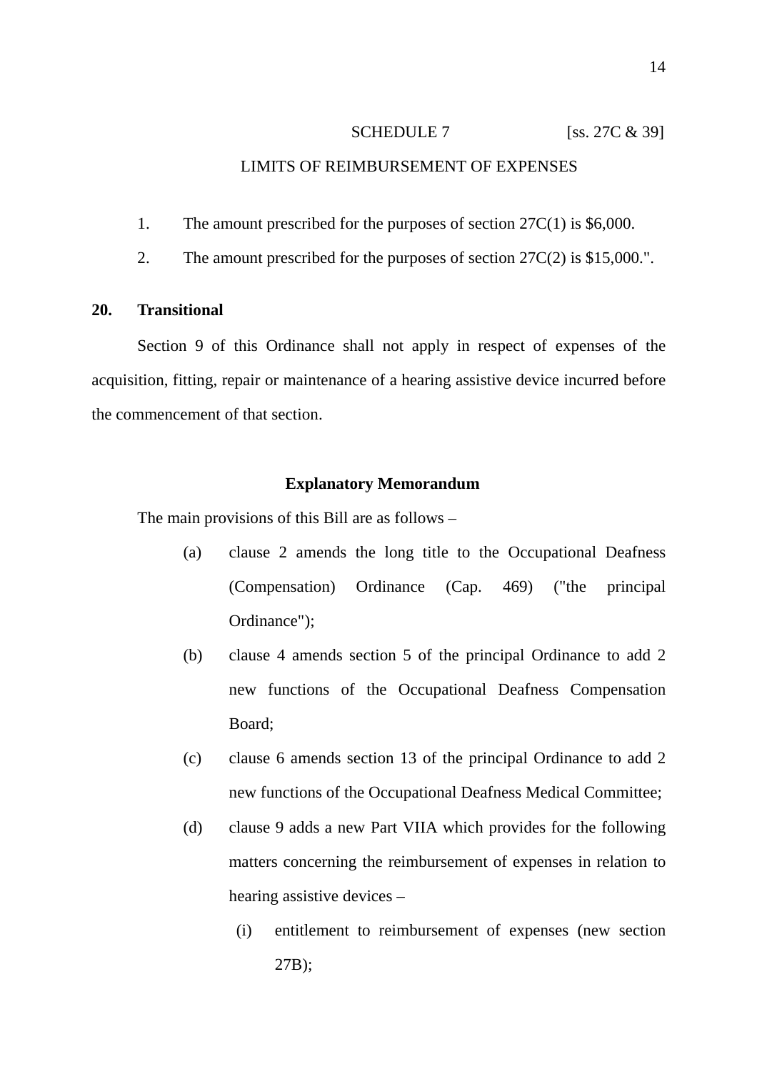SCHEDULE 7 [ss. 27C & 39]

LIMITS OF REIMBURSEMENT OF EXPENSES

1. The amount prescribed for the purposes of section 27C(1) is $6,000.

2. The amount prescribed for the purposes of section 27C(2) is $15,000.".

**20. Transitional**

Section 9 of this Ordinance shall not apply in respect of expenses of the acquisition, fitting, repair or maintenance of a hearing assistive device incurred before the commencement of that section.

**Explanatory Memorandum**

The main provisions of this Bill are as follows –

(a) clause 2 amends the long title to the Occupational Deafness (Compensation) Ordinance (Cap. 469) ("the principal Ordinance");

(b) clause 4 amends section 5 of the principal Ordinance to add 2 new functions of the Occupational Deafness Compensation Board;

(c) clause 6 amends section 13 of the principal Ordinance to add 2 new functions of the Occupational Deafness Medical Committee;

(d) clause 9 adds a new Part VIIA which provides for the following matters concerning the reimbursement of expenses in relation to hearing assistive devices –

  (i) entitlement to reimbursement of expenses (new section 27B);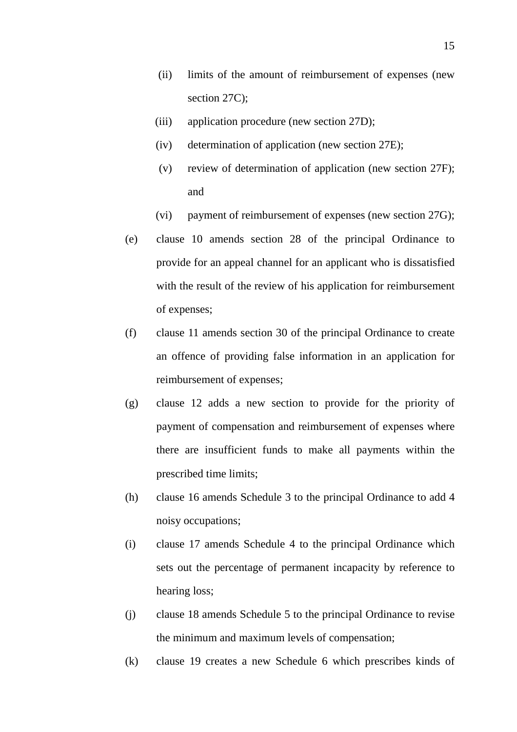(ii) limits of the amount of reimbursement of expenses (new section 27C);

  (iii) application procedure (new section 27D);

  (iv) determination of application (new section 27E);

  (v) review of determination of application (new section 27F); and

  (vi) payment of reimbursement of expenses (new section 27G);

(e) clause 10 amends section 28 of the principal Ordinance to provide for an appeal channel for an applicant who is dissatisfied with the result of the review of his application for reimbursement of expenses;

(f) clause 11 amends section 30 of the principal Ordinance to create an offence of providing false information in an application for reimbursement of expenses;

(g) clause 12 adds a new section to provide for the priority of payment of compensation and reimbursement of expenses where there are insufficient funds to make all payments within the prescribed time limits;

(h) clause 16 amends Schedule 3 to the principal Ordinance to add 4 noisy occupations;

(i) clause 17 amends Schedule 4 to the principal Ordinance which sets out the percentage of permanent incapacity by reference to hearing loss;

(j) clause 18 amends Schedule 5 to the principal Ordinance to revise the minimum and maximum levels of compensation;

(k) clause 19 creates a new Schedule 6 which prescribes kinds of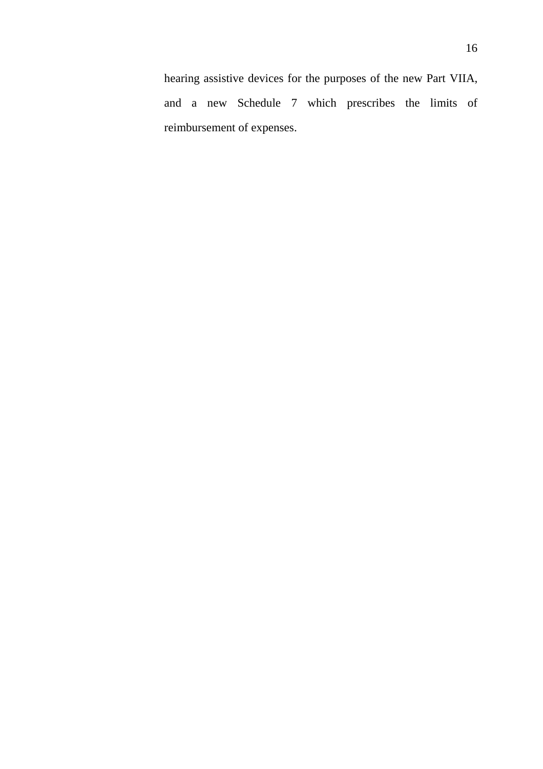hearing assistive devices for the purposes of the new Part VIIA, and a new Schedule 7 which prescribes the limits of reimbursement of expenses.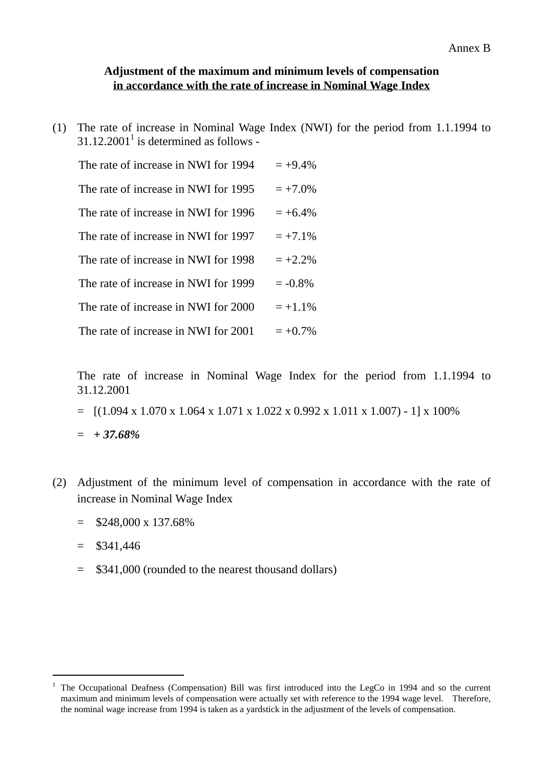Annex B

**Adjustment of the maximum and minimum levels of compensation**
**<u>in accordance with the rate of increase in Nominal Wage Index</u>**

(1) The rate of increase in Nominal Wage Index (NWI) for the period from 1.1.1994 to 31.12.2001[1] is determined as follows -

| | |
|---|---|
| The rate of increase in NWI for 1994 | = +9.4% |
| The rate of increase in NWI for 1995 | = +7.0% |
| The rate of increase in NWI for 1996 | = +6.4% |
| The rate of increase in NWI for 1997 | = +7.1% |
| The rate of increase in NWI for 1998 | = +2.2% |
| The rate of increase in NWI for 1999 | = -0.8% |
| The rate of increase in NWI for 2000 | = +1.1% |
| The rate of increase in NWI for 2001 | = +0.7% |

The rate of increase in Nominal Wage Index for the period from 1.1.1994 to 31.12.2001

= [(1.094 x 1.070 x 1.064 x 1.071 x 1.022 x 0.992 x 1.011 x 1.007) - 1] x 100%

= ***+ 37.68%***

(2) Adjustment of the minimum level of compensation in accordance with the rate of increase in Nominal Wage Index

= $248,000 x 137.68%

= $341,446

= $341,000 (rounded to the nearest thousand dollars)

---

[1] The Occupational Deafness (Compensation) Bill was first introduced into the LegCo in 1994 and so the current maximum and minimum levels of compensation were actually set with reference to the 1994 wage level. Therefore, the nominal wage increase from 1994 is taken as a yardstick in the adjustment of the levels of compensation.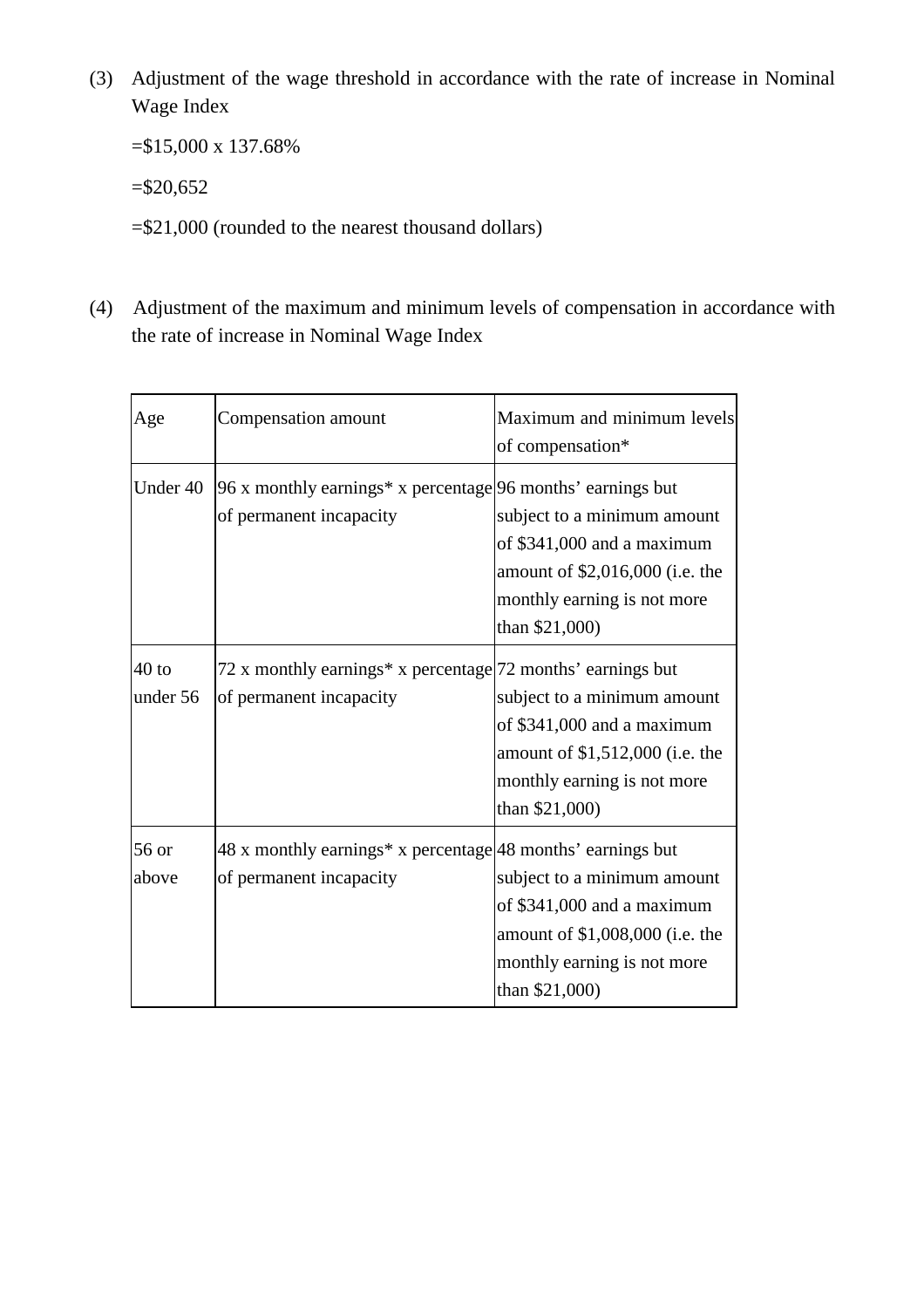(3) Adjustment of the wage threshold in accordance with the rate of increase in Nominal Wage Index

=$15,000 x 137.68%

=$20,652

=$21,000 (rounded to the nearest thousand dollars)

(4) Adjustment of the maximum and minimum levels of compensation in accordance with the rate of increase in Nominal Wage Index

| Age | Compensation amount | Maximum and minimum levels of compensation* |
| --- | --- | --- |
| Under 40 | 96 x monthly earnings* x percentage of permanent incapacity | 96 months' earnings but subject to a minimum amount of $341,000 and a maximum amount of $2,016,000 (i.e. the monthly earning is not more than $21,000) |
| 40 to under 56 | 72 x monthly earnings* x percentage of permanent incapacity | 72 months' earnings but subject to a minimum amount of $341,000 and a maximum amount of $1,512,000 (i.e. the monthly earning is not more than $21,000) |
| 56 or above | 48 x monthly earnings* x percentage of permanent incapacity | 48 months' earnings but subject to a minimum amount of $341,000 and a maximum amount of $1,008,000 (i.e. the monthly earning is not more than $21,000) |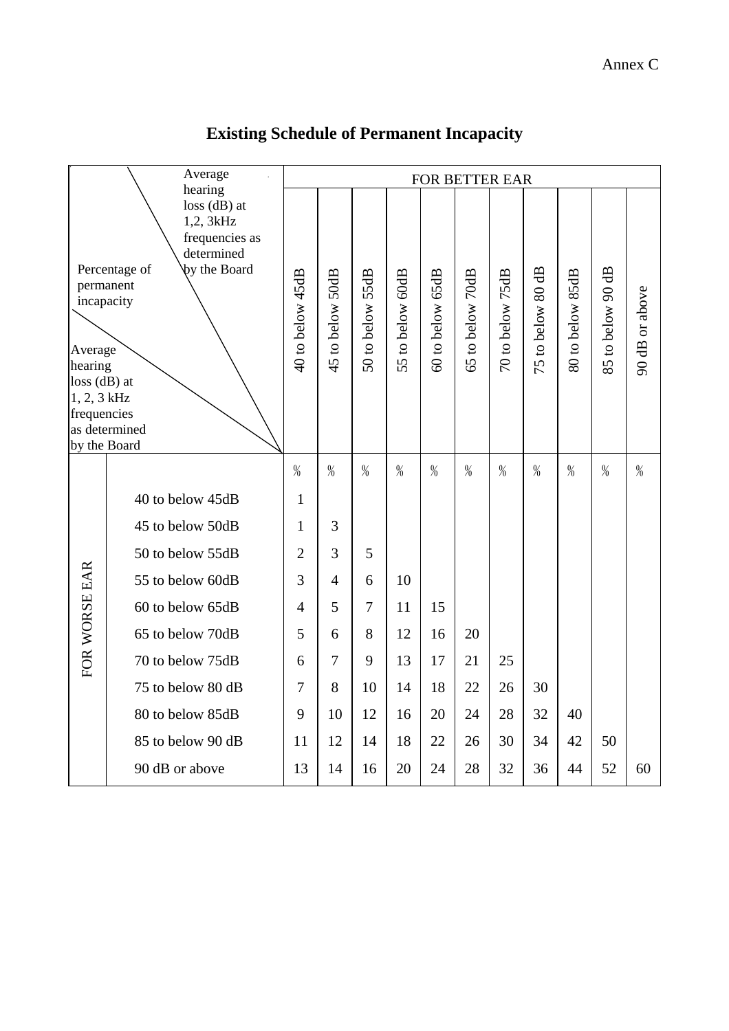Annex C

# Existing Schedule of Permanent Incapacity

| Percentage of permanent incapacity / Average hearing loss (dB) at 1,2, 3kHz frequencies as determined by the Board (better ear, columns) / Average hearing loss (dB) at 1, 2, 3 kHz frequencies as determined by the Board (worse ear, rows) | FOR BETTER EAR | | | | | | | | | | |
|---|---|---|---|---|---|---|---|---|---|---|---|
| | 40 to below 45dB | 45 to below 50dB | 50 to below 55dB | 55 to below 60dB | 60 to below 65dB | 65 to below 70dB | 70 to below 75dB | 75 to below 80 dB | 80 to below 85dB | 85 to below 90 dB | 90 dB or above |
| **FOR WORSE EAR** | % | % | % | % | % | % | % | % | % | % | % |
| 40 to below 45dB | 1 | | | | | | | | | | |
| 45 to below 50dB | 1 | 3 | | | | | | | | | |
| 50 to below 55dB | 2 | 3 | 5 | | | | | | | | |
| 55 to below 60dB | 3 | 4 | 6 | 10 | | | | | | | |
| 60 to below 65dB | 4 | 5 | 7 | 11 | 15 | | | | | | |
| 65 to below 70dB | 5 | 6 | 8 | 12 | 16 | 20 | | | | | |
| 70 to below 75dB | 6 | 7 | 9 | 13 | 17 | 21 | 25 | | | | |
| 75 to below 80 dB | 7 | 8 | 10 | 14 | 18 | 22 | 26 | 30 | | | |
| 80 to below 85dB | 9 | 10 | 12 | 16 | 20 | 24 | 28 | 32 | 40 | | |
| 85 to below 90 dB | 11 | 12 | 14 | 18 | 22 | 26 | 30 | 34 | 42 | 50 | |
| 90 dB or above | 13 | 14 | 16 | 20 | 24 | 28 | 32 | 36 | 44 | 52 | 60 |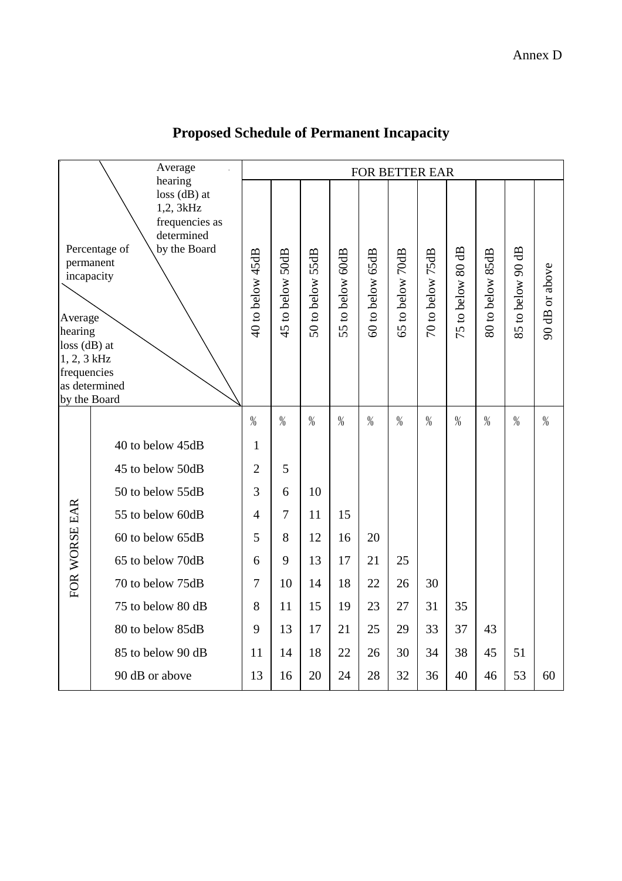Annex D

# Proposed Schedule of Permanent Incapacity

| Percentage of permanent incapacity (Average hearing loss (dB) at 1, 2, 3 kHz frequencies as determined by the Board) | | FOR BETTER EAR (Average hearing loss (dB) at 1,2, 3kHz frequencies as determined by the Board) | | | | | | | | | | |
|---|---|---|---|---|---|---|---|---|---|---|---|---|
| | | 40 to below 45dB | 45 to below 50dB | 50 to below 55dB | 55 to below 60dB | 60 to below 65dB | 65 to below 70dB | 70 to below 75dB | 75 to below 80 dB | 80 to below 85dB | 85 to below 90 dB | 90 dB or above |
| | | % | % | % | % | % | % | % | % | % | % | % |
| FOR WORSE EAR | 40 to below 45dB | 1 | | | | | | | | | | |
| | 45 to below 50dB | 2 | 5 | | | | | | | | | |
| | 50 to below 55dB | 3 | 6 | 10 | | | | | | | | |
| | 55 to below 60dB | 4 | 7 | 11 | 15 | | | | | | | |
| | 60 to below 65dB | 5 | 8 | 12 | 16 | 20 | | | | | | |
| | 65 to below 70dB | 6 | 9 | 13 | 17 | 21 | 25 | | | | | |
| | 70 to below 75dB | 7 | 10 | 14 | 18 | 22 | 26 | 30 | | | | |
| | 75 to below 80 dB | 8 | 11 | 15 | 19 | 23 | 27 | 31 | 35 | | | |
| | 80 to below 85dB | 9 | 13 | 17 | 21 | 25 | 29 | 33 | 37 | 43 | | |
| | 85 to below 90 dB | 11 | 14 | 18 | 22 | 26 | 30 | 34 | 38 | 45 | 51 | |
| | 90 dB or above | 13 | 16 | 20 | 24 | 28 | 32 | 36 | 40 | 46 | 53 | 60 |